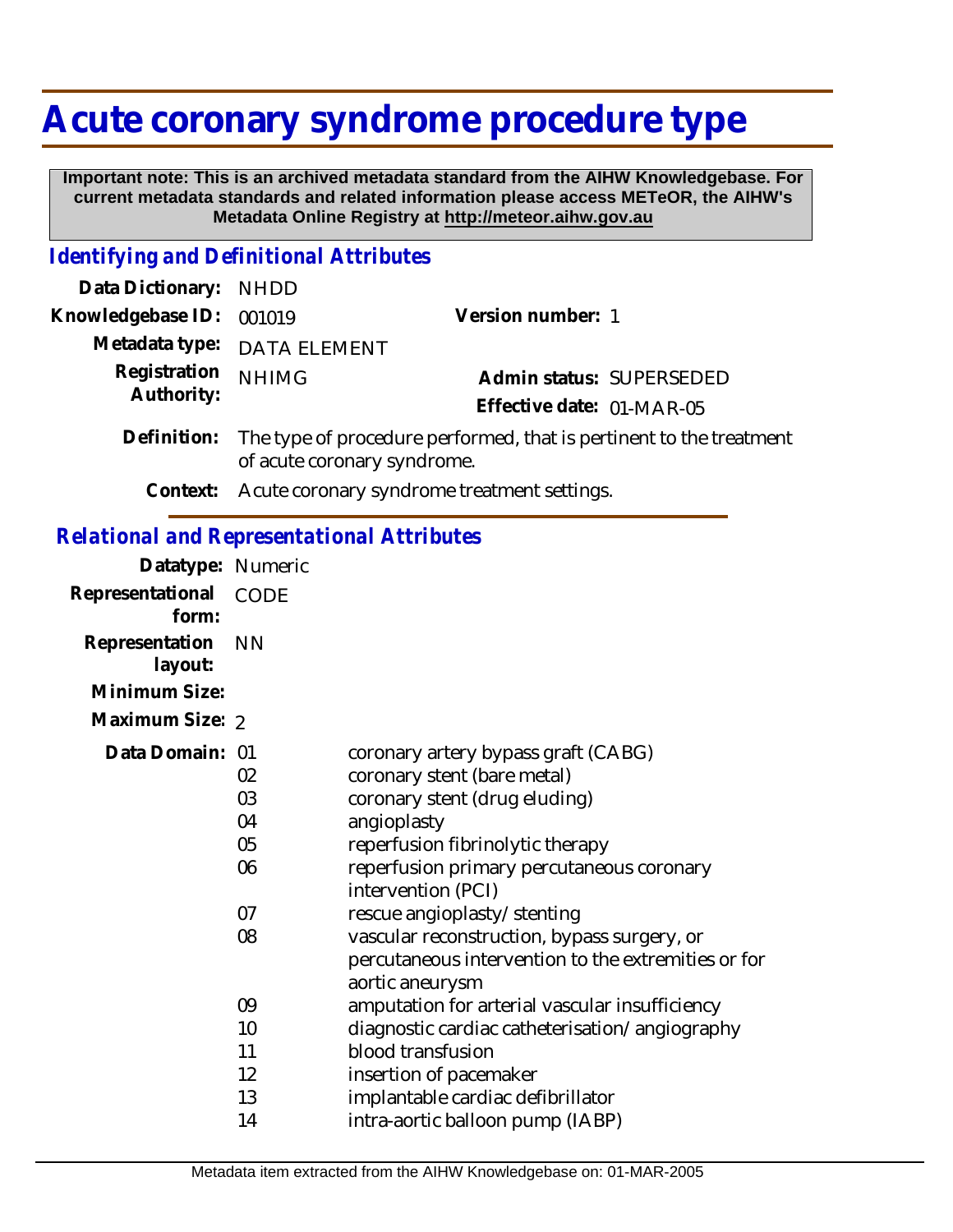# Acute coronary syndrome procedure type

**Important note: This is an archived metadata standard from the AIHW Knowledgebase. For current metadata standards and related information please access METeOR, the AIHW's Metadata Online Registry at http://meteor.aihw.gov.au**

## *Identifying and Definitional Attributes*

**Data Dictionary:** NHDD

**Knowledgebase ID:** 001019

**Version number:** 1

**Metadata type:** DATA ELEMENT

**Registration Authority:** NHIMG

**Admin status:** SUPERSEDED

**Effective date:** 01-MAR-05

**Definition:** The type of procedure performed, that is pertinent to the treatment of acute coronary syndrome.

**Context:** Acute coronary syndrome treatment settings.

## *Relational and Representational Attributes*

**Datatype:** Numeric

**Representational form:** CODE

**Representation layout:** NN

**Minimum Size:**

**Maximum Size:** 2

**Data Domain:**

| Code | Description |
|---|---|
| 01 | coronary artery bypass graft (CABG) |
| 02 | coronary stent (bare metal) |
| 03 | coronary stent (drug eluding) |
| 04 | angioplasty |
| 05 | reperfusion fibrinolytic therapy |
| 06 | reperfusion primary percutaneous coronary intervention (PCI) |
| 07 | rescue angioplasty/stenting |
| 08 | vascular reconstruction, bypass surgery, or percutaneous intervention to the extremities or for aortic aneurysm |
| 09 | amputation for arterial vascular insufficiency |
| 10 | diagnostic cardiac catheterisation/angiography |
| 11 | blood transfusion |
| 12 | insertion of pacemaker |
| 13 | implantable cardiac defibrillator |
| 14 | intra-aortic balloon pump (IABP) |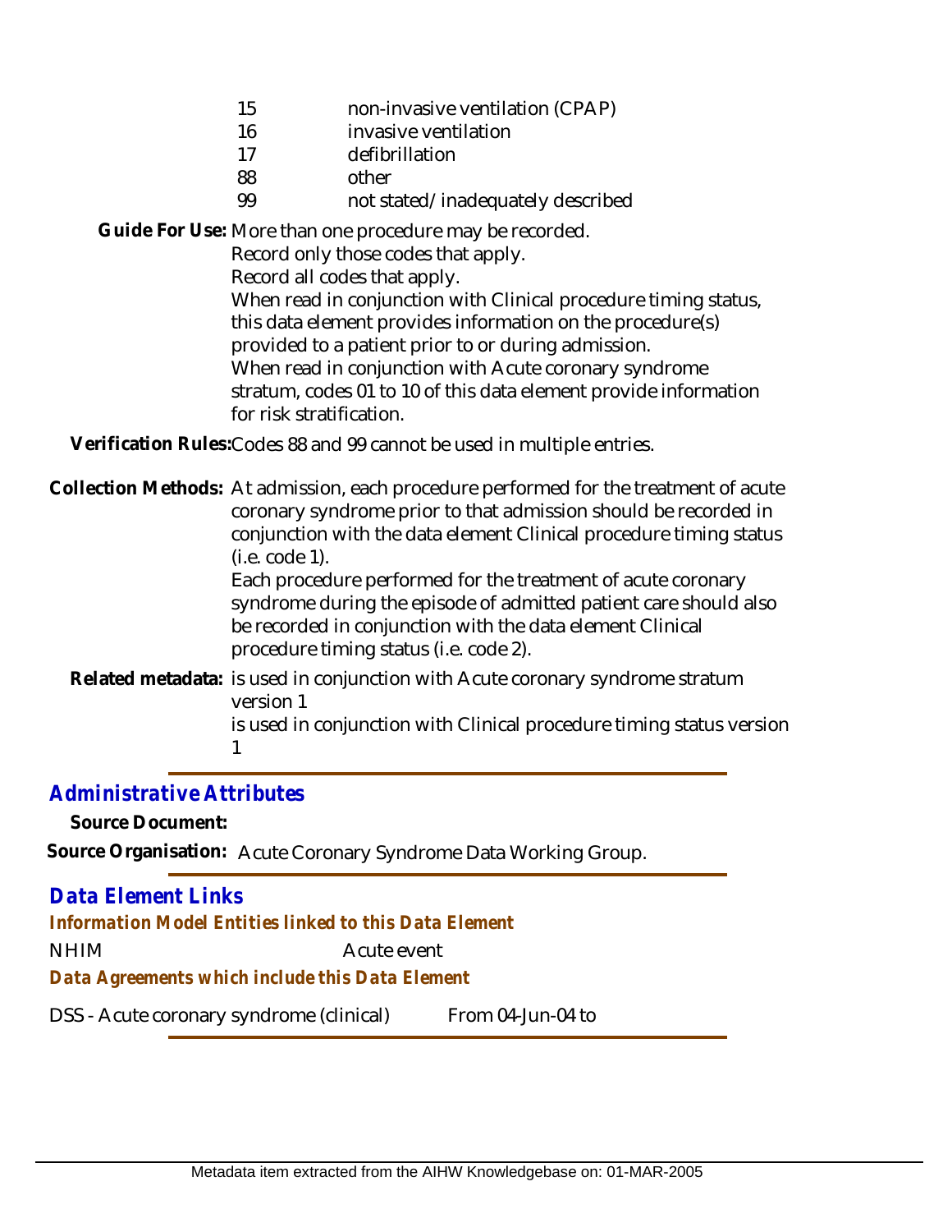15 non-invasive ventilation (CPAP)
16 invasive ventilation
17 defibrillation
88 other
99 not stated/inadequately described

**Guide For Use:** More than one procedure may be recorded.
Record only those codes that apply.
Record all codes that apply.
When read in conjunction with Clinical procedure timing status, this data element provides information on the procedure(s) provided to a patient prior to or during admission.
When read in conjunction with Acute coronary syndrome stratum, codes 01 to 10 of this data element provide information for risk stratification.

**Verification Rules:** Codes 88 and 99 cannot be used in multiple entries.

**Collection Methods:** At admission, each procedure performed for the treatment of acute coronary syndrome prior to that admission should be recorded in conjunction with the data element Clinical procedure timing status (i.e. code 1).
Each procedure performed for the treatment of acute coronary syndrome during the episode of admitted patient care should also be recorded in conjunction with the data element Clinical procedure timing status (i.e. code 2).

**Related metadata:** is used in conjunction with Acute coronary syndrome stratum version 1
is used in conjunction with Clinical procedure timing status version 1

## Administrative Attributes

**Source Document:**

**Source Organisation:** Acute Coronary Syndrome Data Working Group.

## Data Element Links

### Information Model Entities linked to this Data Element

NHIM Acute event

### Data Agreements which include this Data Element

DSS - Acute coronary syndrome (clinical) From 04-Jun-04 to

Metadata item extracted from the AIHW Knowledgebase on: 01-MAR-2005